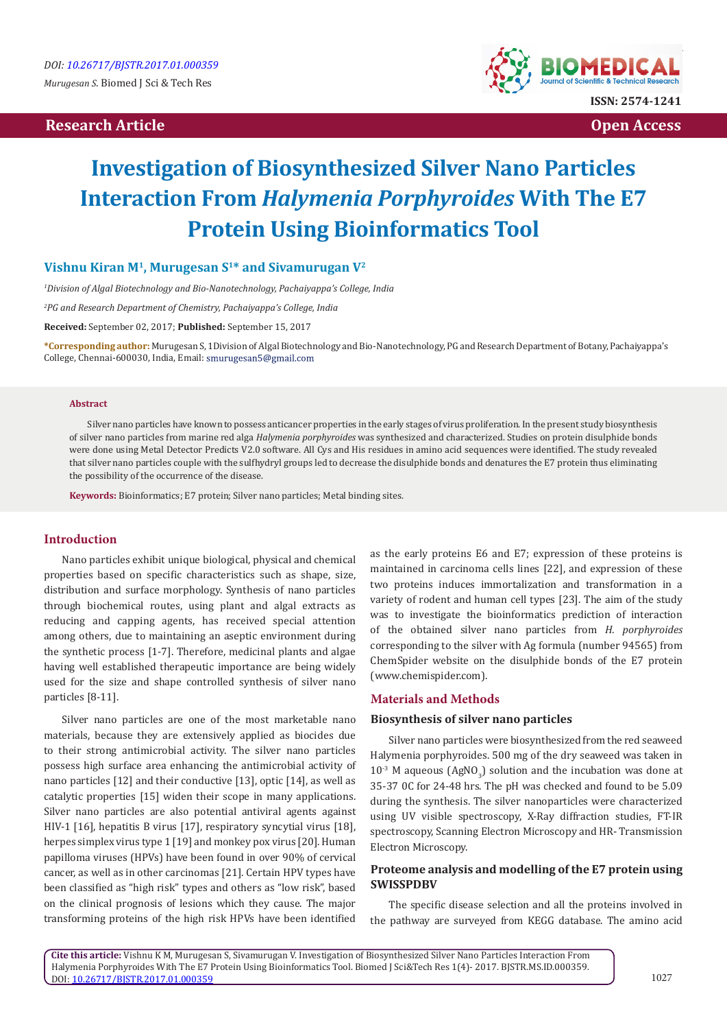DOI: 10.26717/BJSTR.2017.01.000359

*Murugesan S.* Biomed J Sci & Tech Res

ISSN: 2574-1241

**Research Article** **Open Access**

# Investigation of Biosynthesized Silver Nano Particles Interaction From *Halymenia Porphyroides* With The E7 Protein Using Bioinformatics Tool

**Vishnu Kiran M[1], Murugesan S[1]* and Sivamurugan V[2]**

[1]*Division of Algal Biotechnology and Bio-Nanotechnology, Pachaiyappa's College, India*

[2]*PG and Research Department of Chemistry, Pachaiyappa's College, India*

**Received:** September 02, 2017; **Published:** September 15, 2017

***Corresponding author:** Murugesan S, 1Division of Algal Biotechnology and Bio-Nanotechnology, PG and Research Department of Botany, Pachaiyappa's College, Chennai-600030, India, Email: smurugesan5@gmail.com

**Abstract**

Silver nano particles have known to possess anticancer properties in the early stages of virus proliferation. In the present study biosynthesis of silver nano particles from marine red alga *Halymenia porphyroides* was synthesized and characterized. Studies on protein disulphide bonds were done using Metal Detector Predicts V2.0 software. All Cys and His residues in amino acid sequences were identified. The study revealed that silver nano particles couple with the sulfhydryl groups led to decrease the disulphide bonds and denatures the E7 protein thus eliminating the possibility of the occurrence of the disease.

**Keywords:** Bioinformatics; E7 protein; Silver nano particles; Metal binding sites.

## Introduction

Nano particles exhibit unique biological, physical and chemical properties based on specific characteristics such as shape, size, distribution and surface morphology. Synthesis of nano particles through biochemical routes, using plant and algal extracts as reducing and capping agents, has received special attention among others, due to maintaining an aseptic environment during the synthetic process [1-7]. Therefore, medicinal plants and algae having well established therapeutic importance are being widely used for the size and shape controlled synthesis of silver nano particles [8-11].

Silver nano particles are one of the most marketable nano materials, because they are extensively applied as biocides due to their strong antimicrobial activity. The silver nano particles possess high surface area enhancing the antimicrobial activity of nano particles [12] and their conductive [13], optic [14], as well as catalytic properties [15] widen their scope in many applications. Silver nano particles are also potential antiviral agents against HIV-1 [16], hepatitis B virus [17], respiratory syncytial virus [18], herpes simplex virus type 1 [19] and monkey pox virus [20]. Human papilloma viruses (HPVs) have been found in over 90% of cervical cancer, as well as in other carcinomas [21]. Certain HPV types have been classified as "high risk" types and others as "low risk", based on the clinical prognosis of lesions which they cause. The major transforming proteins of the high risk HPVs have been identified as the early proteins E6 and E7; expression of these proteins is maintained in carcinoma cells lines [22], and expression of these two proteins induces immortalization and transformation in a variety of rodent and human cell types [23]. The aim of the study was to investigate the bioinformatics prediction of interaction of the obtained silver nano particles from *H. porphyroides* corresponding to the silver with Ag formula (number 94565) from ChemSpider website on the disulphide bonds of the E7 protein (www.chemispider.com).

## Materials and Methods

### Biosynthesis of silver nano particles

Silver nano particles were biosynthesized from the red seaweed Halymenia porphyroides. 500 mg of the dry seaweed was taken in $10^{-3}$ M aqueous ($AgNO_3$) solution and the incubation was done at 35-37 0C for 24-48 hrs. The pH was checked and found to be 5.09 during the synthesis. The silver nanoparticles were characterized using UV visible spectroscopy, X-Ray diffraction studies, FT-IR spectroscopy, Scanning Electron Microscopy and HR- Transmission Electron Microscopy.

### Proteome analysis and modelling of the E7 protein using SWISSPDBV

The specific disease selection and all the proteins involved in the pathway are surveyed from KEGG database. The amino acid

**Cite this article:** Vishnu K M, Murugesan S, Sivamurugan V. Investigation of Biosynthesized Silver Nano Particles Interaction From Halymenia Porphyroides With The E7 Protein Using Bioinformatics Tool. Biomed J Sci&Tech Res 1(4)- 2017. BJSTR.MS.ID.000359. DOI: 10.26717/BJSTR.2017.01.000359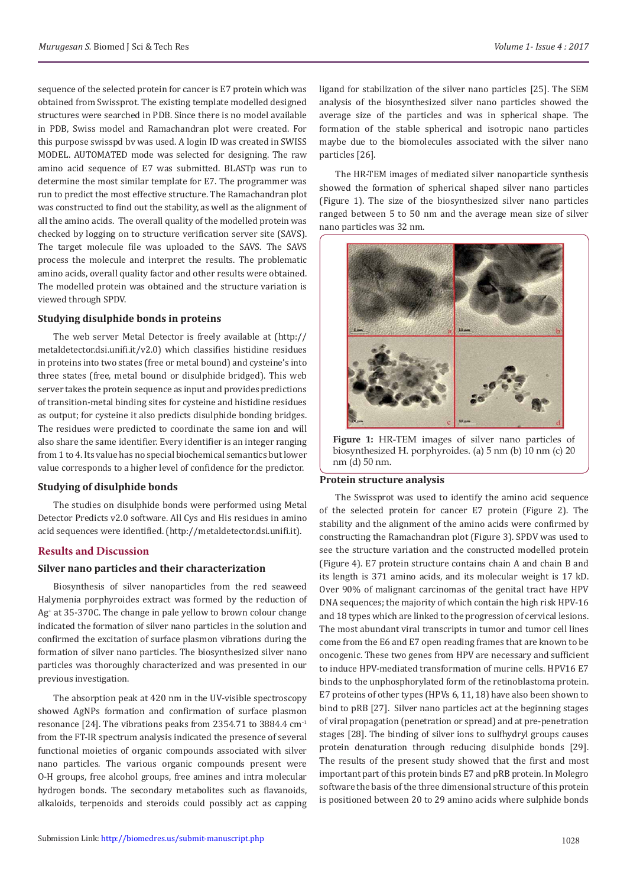sequence of the selected protein for cancer is E7 protein which was obtained from Swissprot. The existing template modelled designed structures were searched in PDB. Since there is no model available in PDB, Swiss model and Ramachandran plot were created. For this purpose swisspd bv was used. A login ID was created in SWISS MODEL. AUTOMATED mode was selected for designing. The raw amino acid sequence of E7 was submitted. BLASTp was run to determine the most similar template for E7. The programmer was run to predict the most effective structure. The Ramachandran plot was constructed to find out the stability, as well as the alignment of all the amino acids. The overall quality of the modelled protein was checked by logging on to structure verification server site (SAVS). The target molecule file was uploaded to the SAVS. The SAVS process the molecule and interpret the results. The problematic amino acids, overall quality factor and other results were obtained. The modelled protein was obtained and the structure variation is viewed through SPDV.

### Studying disulphide bonds in proteins

The web server Metal Detector is freely available at (http://metaldetector.dsi.unifi.it/v2.0) which classifies histidine residues in proteins into two states (free or metal bound) and cysteine's into three states (free, metal bound or disulphide bridged). This web server takes the protein sequence as input and provides predictions of transition-metal binding sites for cysteine and histidine residues as output; for cysteine it also predicts disulphide bonding bridges. The residues were predicted to coordinate the same ion and will also share the same identifier. Every identifier is an integer ranging from 1 to 4. Its value has no special biochemical semantics but lower value corresponds to a higher level of confidence for the predictor.

### Studying of disulphide bonds

The studies on disulphide bonds were performed using Metal Detector Predicts v2.0 software. All Cys and His residues in amino acid sequences were identified. (http://metaldetector.dsi.unifi.it).

## Results and Discussion

### Silver nano particles and their characterization

Biosynthesis of silver nanoparticles from the red seaweed Halymenia porphyroides extract was formed by the reduction of $Ag^{+}$ at 35-370C. The change in pale yellow to brown colour change indicated the formation of silver nano particles in the solution and confirmed the excitation of surface plasmon vibrations during the formation of silver nano particles. The biosynthesized silver nano particles was thoroughly characterized and was presented in our previous investigation.

The absorption peak at 420 nm in the UV-visible spectroscopy showed AgNPs formation and confirmation of surface plasmon resonance [24]. The vibrations peaks from 2354.71 to 3884.4 $cm^{-1}$ from the FT-IR spectrum analysis indicated the presence of several functional moieties of organic compounds associated with silver nano particles. The various organic compounds present were O-H groups, free alcohol groups, free amines and intra molecular hydrogen bonds. The secondary metabolites such as flavanoids, alkaloids, terpenoids and steroids could possibly act as capping ligand for stabilization of the silver nano particles [25]. The SEM analysis of the biosynthesized silver nano particles showed the average size of the particles and was in spherical shape. The formation of the stable spherical and isotropic nano particles maybe due to the biomolecules associated with the silver nano particles [26].

The HR-TEM images of mediated silver nanoparticle synthesis showed the formation of spherical shaped silver nano particles (Figure 1). The size of the biosynthesized silver nano particles ranged between 5 to 50 nm and the average mean size of silver nano particles was 32 nm.

**Figure 1:** HR-TEM images of silver nano particles of biosynthesized H. porphyroides. (a) 5 nm (b) 10 nm (c) 20 nm (d) 50 nm.

### Protein structure analysis

The Swissprot was used to identify the amino acid sequence of the selected protein for cancer E7 protein (Figure 2). The stability and the alignment of the amino acids were confirmed by constructing the Ramachandran plot (Figure 3). SPDV was used to see the structure variation and the constructed modelled protein (Figure 4). E7 protein structure contains chain A and chain B and its length is 371 amino acids, and its molecular weight is 17 kD. Over 90% of malignant carcinomas of the genital tract have HPV DNA sequences; the majority of which contain the high risk HPV-16 and 18 types which are linked to the progression of cervical lesions. The most abundant viral transcripts in tumor and tumor cell lines come from the E6 and E7 open reading frames that are known to be oncogenic. These two genes from HPV are necessary and sufficient to induce HPV-mediated transformation of murine cells. HPV16 E7 binds to the unphosphorylated form of the retinoblastoma protein. E7 proteins of other types (HPVs 6, 11, 18) have also been shown to bind to pRB [27]. Silver nano particles act at the beginning stages of viral propagation (penetration or spread) and at pre-penetration stages [28]. The binding of silver ions to sulfhydryl groups causes protein denaturation through reducing disulphide bonds [29]. The results of the present study showed that the first and most important part of this protein binds E7 and pRB protein. In Molegro software the basis of the three dimensional structure of this protein is positioned between 20 to 29 amino acids where sulphide bonds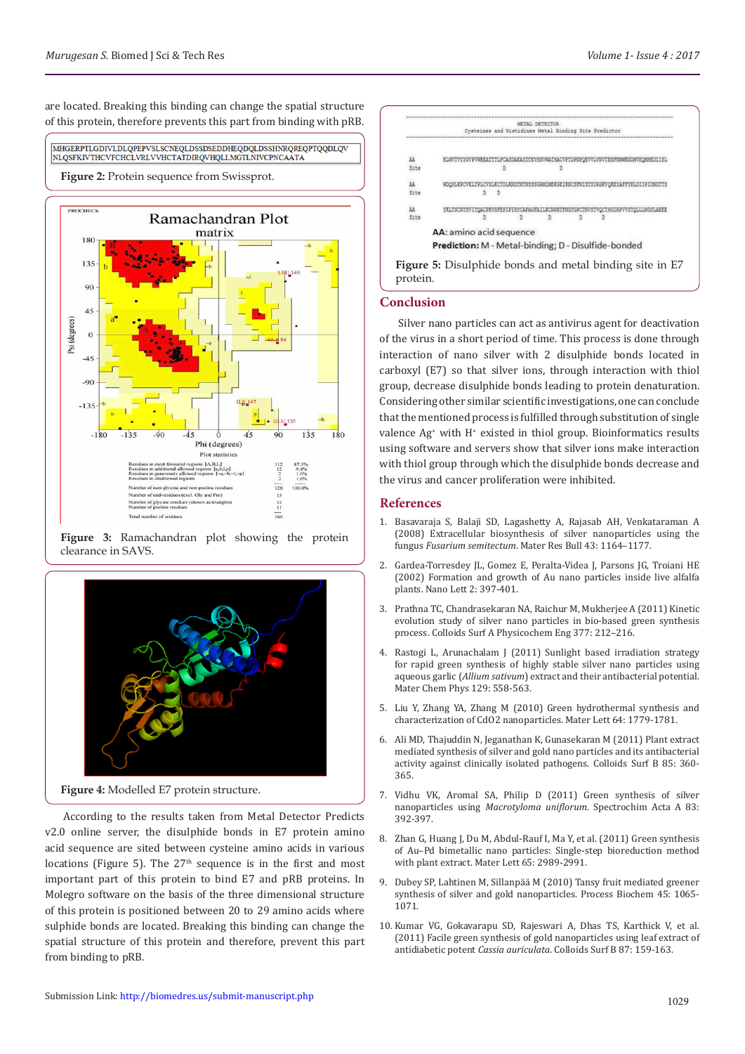are located. Breaking this binding can change the spatial structure of this protein, therefore prevents this part from binding with pRB.

MHGERPTLGDIVLDLQPEPVSLSCNEQLDSSDSEDDHEQDQLDSSHNRQREQPTQQDLQV NLQSFKIVTHCVFCHCLVRLVVHCTATDIRQVHQLLMGTLNIVCPNCAATA

**Figure 2:** Protein sequence from Swissprot.

**Figure 3:** Ramachandran plot showing the protein clearance in SAVS.

**Figure 4:** Modelled E7 protein structure.

According to the results taken from Metal Detector Predicts v2.0 online server, the disulphide bonds in E7 protein amino acid sequence are sited between cysteine amino acids in various locations (Figure 5). The 27th sequence is in the first and most important part of this protein to bind E7 and pRB proteins. In Molegro software on the basis of the three dimensional structure of this protein is positioned between 20 to 29 amino acids where sulphide bonds are located. Breaking this binding can change the spatial structure of this protein and therefore, prevent this part from binding to pRB.

**AA:** amino acid sequence

**Prediction:** M - Metal-binding; D - Disulfide-bonded

**Figure 5:** Disulphide bonds and metal binding site in E7 protein.

## Conclusion

Silver nano particles can act as antivirus agent for deactivation of the virus in a short period of time. This process is done through interaction of nano silver with 2 disulphide bonds located in carboxyl (E7) so that silver ions, through interaction with thiol group, decrease disulphide bonds leading to protein denaturation. Considering other similar scientific investigations, one can conclude that the mentioned process is fulfilled through substitution of single valence $Ag^+$ with $H^+$ existed in thiol group. Bioinformatics results using software and servers show that silver ions make interaction with thiol group through which the disulphide bonds decrease and the virus and cancer proliferation were inhibited.

## References

1. Basavaraja S, Balaji SD, Lagashetty A, Rajasab AH, Venkataraman A (2008) Extracellular biosynthesis of silver nanoparticles using the fungus *Fusarium semitectum*. Mater Res Bull 43: 1164–1177.
2. Gardea-Torresdey JL, Gomez E, Peralta-Videa J, Parsons JG, Troiani HE (2002) Formation and growth of Au nano particles inside live alfalfa plants. Nano Lett 2: 397-401.
3. Prathna TC, Chandrasekaran NA, Raichur M, Mukherjee A (2011) Kinetic evolution study of silver nano particles in bio-based green synthesis process. Colloids Surf A Physicochem Eng 377: 212–216.
4. Rastogi L, Arunachalam J (2011) Sunlight based irradiation strategy for rapid green synthesis of highly stable silver nano particles using aqueous garlic (*Allium sativum*) extract and their antibacterial potential. Mater Chem Phys 129: 558-563.
5. Liu Y, Zhang YA, Zhang M (2010) Green hydrothermal synthesis and characterization of CdO2 nanoparticles. Mater Lett 64: 1779-1781.
6. Ali MD, Thajuddin N, Jeganathan K, Gunasekaran M (2011) Plant extract mediated synthesis of silver and gold nano particles and its antibacterial activity against clinically isolated pathogens. Colloids Surf B 85: 360-365.
7. Vidhu VK, Aromal SA, Philip D (2011) Green synthesis of silver nanoparticles using *Macrotyloma uniflorum*. Spectrochim Acta A 83: 392-397.
8. Zhan G, Huang J, Du M, Abdul-Rauf I, Ma Y, et al. (2011) Green synthesis of Au–Pd bimetallic nano particles: Single-step bioreduction method with plant extract. Mater Lett 65: 2989-2991.
9. Dubey SP, Lahtinen M, Sillanpää M (2010) Tansy fruit mediated greener synthesis of silver and gold nanoparticles. Process Biochem 45: 1065-1071.
10. Kumar VG, Gokavarapu SD, Rajeswari A, Dhas TS, Karthick V, et al. (2011) Facile green synthesis of gold nanoparticles using leaf extract of antidiabetic potent *Cassia auriculata*. Colloids Surf B 87: 159-163.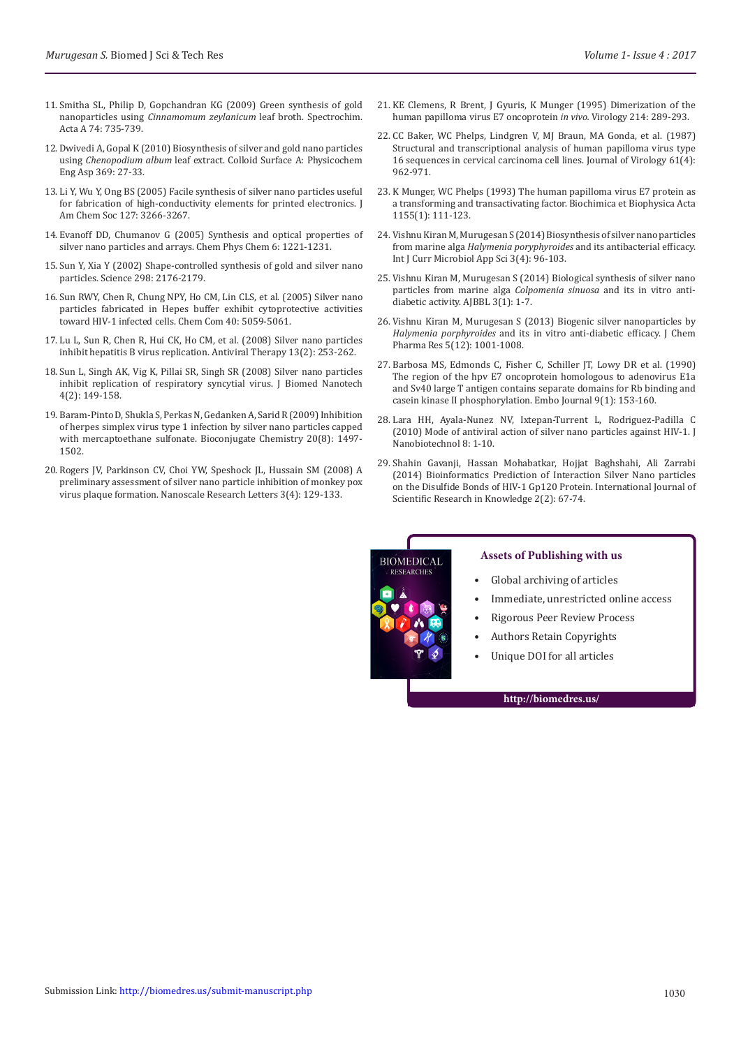11. Smitha SL, Philip D, Gopchandran KG (2009) Green synthesis of gold nanoparticles using *Cinnamomum zeylanicum* leaf broth. Spectrochim. Acta A 74: 735-739.

12. Dwivedi A, Gopal K (2010) Biosynthesis of silver and gold nano particles using *Chenopodium album* leaf extract. Colloid Surface A: Physicochem Eng Asp 369: 27-33.

13. Li Y, Wu Y, Ong BS (2005) Facile synthesis of silver nano particles useful for fabrication of high-conductivity elements for printed electronics. J Am Chem Soc 127: 3266-3267.

14. Evanoff DD, Chumanov G (2005) Synthesis and optical properties of silver nano particles and arrays. Chem Phys Chem 6: 1221-1231.

15. Sun Y, Xia Y (2002) Shape-controlled synthesis of gold and silver nano particles. Science 298: 2176-2179.

16. Sun RWY, Chen R, Chung NPY, Ho CM, Lin CLS, et al. (2005) Silver nano particles fabricated in Hepes buffer exhibit cytoprotective activities toward HIV-1 infected cells. Chem Com 40: 5059-5061.

17. Lu L, Sun R, Chen R, Hui CK, Ho CM, et al. (2008) Silver nano particles inhibit hepatitis B virus replication. Antiviral Therapy 13(2): 253-262.

18. Sun L, Singh AK, Vig K, Pillai SR, Singh SR (2008) Silver nano particles inhibit replication of respiratory syncytial virus. J Biomed Nanotech 4(2): 149-158.

19. Baram-Pinto D, Shukla S, Perkas N, Gedanken A, Sarid R (2009) Inhibition of herpes simplex virus type 1 infection by silver nano particles capped with mercaptoethane sulfonate. Bioconjugate Chemistry 20(8): 1497-1502.

20. Rogers JV, Parkinson CV, Choi YW, Speshock JL, Hussain SM (2008) A preliminary assessment of silver nano particle inhibition of monkey pox virus plaque formation. Nanoscale Research Letters 3(4): 129-133.

21. KE Clemens, R Brent, J Gyuris, K Munger (1995) Dimerization of the human papilloma virus E7 oncoprotein *in vivo*. Virology 214: 289-293.

22. CC Baker, WC Phelps, Lindgren V, MJ Braun, MA Gonda, et al. (1987) Structural and transcriptional analysis of human papilloma virus type 16 sequences in cervical carcinoma cell lines. Journal of Virology 61(4): 962-971.

23. K Munger, WC Phelps (1993) The human papilloma virus E7 protein as a transforming and transactivating factor. Biochimica et Biophysica Acta 1155(1): 111-123.

24. Vishnu Kiran M, Murugesan S (2014) Biosynthesis of silver nano particles from marine alga *Halymenia poryphyroides* and its antibacterial efficacy. Int J Curr Microbiol App Sci 3(4): 96-103.

25. Vishnu Kiran M, Murugesan S (2014) Biological synthesis of silver nano particles from marine alga *Colpomenia sinuosa* and its in vitro anti-diabetic activity. AJBBL 3(1): 1-7.

26. Vishnu Kiran M, Murugesan S (2013) Biogenic silver nanoparticles by *Halymenia porphyroides* and its in vitro anti-diabetic efficacy. J Chem Pharma Res 5(12): 1001-1008.

27. Barbosa MS, Edmonds C, Fisher C, Schiller JT, Lowy DR et al. (1990) The region of the hpv E7 oncoprotein homologous to adenovirus E1a and Sv40 large T antigen contains separate domains for Rb binding and casein kinase II phosphorylation. Embo Journal 9(1): 153-160.

28. Lara HH, Ayala-Nunez NV, Ixtepan-Turrent L, Rodriguez-Padilla C (2010) Mode of antiviral action of silver nano particles against HIV-1. J Nanobiotechnol 8: 1-10.

29. Shahin Gavanji, Hassan Mohabatkar, Hojjat Baghshahi, Ali Zarrabi (2014) Bioinformatics Prediction of Interaction Silver Nano particles on the Disulfide Bonds of HIV-1 Gp120 Protein. International Journal of Scientific Research in Knowledge 2(2): 67-74.

**Assets of Publishing with us**

- Global archiving of articles
- Immediate, unrestricted online access
- Rigorous Peer Review Process
- Authors Retain Copyrights
- Unique DOI for all articles

http://biomedres.us/

Submission Link: http://biomedres.us/submit-manuscript.php